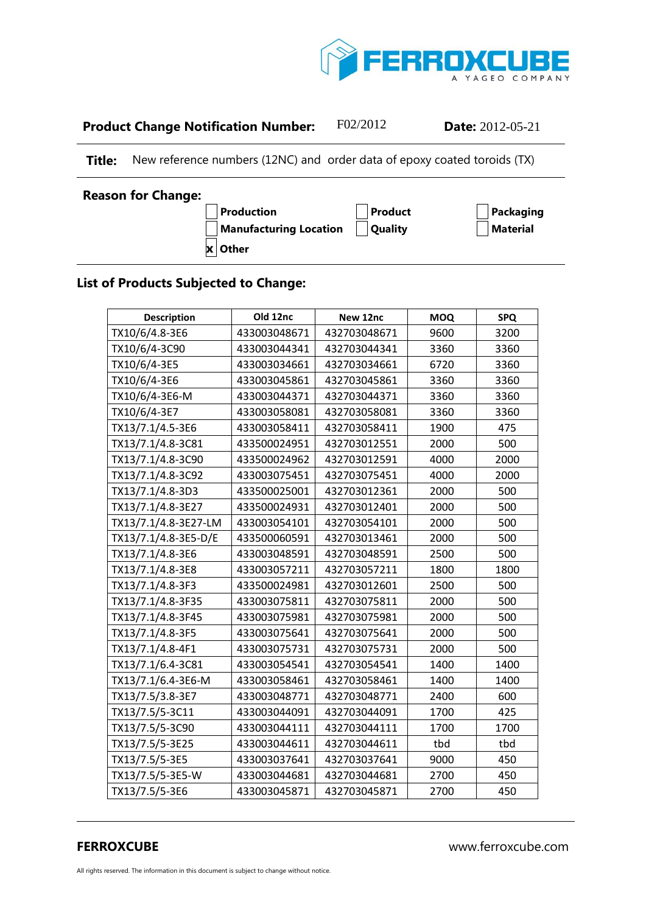FERROXCUBE
A YAGEO COMPANY

**Product Change Notification Number:** F02/2012 **Date:** 2012-05-21

**Title:** New reference numbers (12NC) and order data of epoxy coated toroids (TX)

**Reason for Change:**

- [ ] Production
- [ ] Product
- [ ] Packaging
- [ ] Manufacturing Location
- [ ] Quality
- [ ] Material
- [x] Other

## List of Products Subjected to Change:

| Description | Old 12nc | New 12nc | MOQ | SPQ |
|---|---|---|---|---|
| TX10/6/4.8-3E6 | 433003048671 | 432703048671 | 9600 | 3200 |
| TX10/6/4-3C90 | 433003044341 | 432703044341 | 3360 | 3360 |
| TX10/6/4-3E5 | 433003034661 | 432703034661 | 6720 | 3360 |
| TX10/6/4-3E6 | 433003045861 | 432703045861 | 3360 | 3360 |
| TX10/6/4-3E6-M | 433003044371 | 432703044371 | 3360 | 3360 |
| TX10/6/4-3E7 | 433003058081 | 432703058081 | 3360 | 3360 |
| TX13/7.1/4.5-3E6 | 433003058411 | 432703058411 | 1900 | 475 |
| TX13/7.1/4.8-3C81 | 433500024951 | 432703012551 | 2000 | 500 |
| TX13/7.1/4.8-3C90 | 433500024962 | 432703012591 | 4000 | 2000 |
| TX13/7.1/4.8-3C92 | 433003075451 | 432703075451 | 4000 | 2000 |
| TX13/7.1/4.8-3D3 | 433500025001 | 432703012361 | 2000 | 500 |
| TX13/7.1/4.8-3E27 | 433500024931 | 432703012401 | 2000 | 500 |
| TX13/7.1/4.8-3E27-LM | 433003054101 | 432703054101 | 2000 | 500 |
| TX13/7.1/4.8-3E5-D/E | 433500060591 | 432703013461 | 2000 | 500 |
| TX13/7.1/4.8-3E6 | 433003048591 | 432703048591 | 2500 | 500 |
| TX13/7.1/4.8-3E8 | 433003057211 | 432703057211 | 1800 | 1800 |
| TX13/7.1/4.8-3F3 | 433500024981 | 432703012601 | 2500 | 500 |
| TX13/7.1/4.8-3F35 | 433003075811 | 432703075811 | 2000 | 500 |
| TX13/7.1/4.8-3F45 | 433003075981 | 432703075981 | 2000 | 500 |
| TX13/7.1/4.8-3F5 | 433003075641 | 432703075641 | 2000 | 500 |
| TX13/7.1/4.8-4F1 | 433003075731 | 432703075731 | 2000 | 500 |
| TX13/7.1/6.4-3C81 | 433003054541 | 432703054541 | 1400 | 1400 |
| TX13/7.1/6.4-3E6-M | 433003058461 | 432703058461 | 1400 | 1400 |
| TX13/7.5/3.8-3E7 | 433003048771 | 432703048771 | 2400 | 600 |
| TX13/7.5/5-3C11 | 433003044091 | 432703044091 | 1700 | 425 |
| TX13/7.5/5-3C90 | 433003044111 | 432703044111 | 1700 | 1700 |
| TX13/7.5/5-3E25 | 433003044611 | 432703044611 | tbd | tbd |
| TX13/7.5/5-3E5 | 433003037641 | 432703037641 | 9000 | 450 |
| TX13/7.5/5-3E5-W | 433003044681 | 432703044681 | 2700 | 450 |
| TX13/7.5/5-3E6 | 433003045871 | 432703045871 | 2700 | 450 |

**FERROXCUBE** www.ferroxcube.com

All rights reserved. The information in this document is subject to change without notice.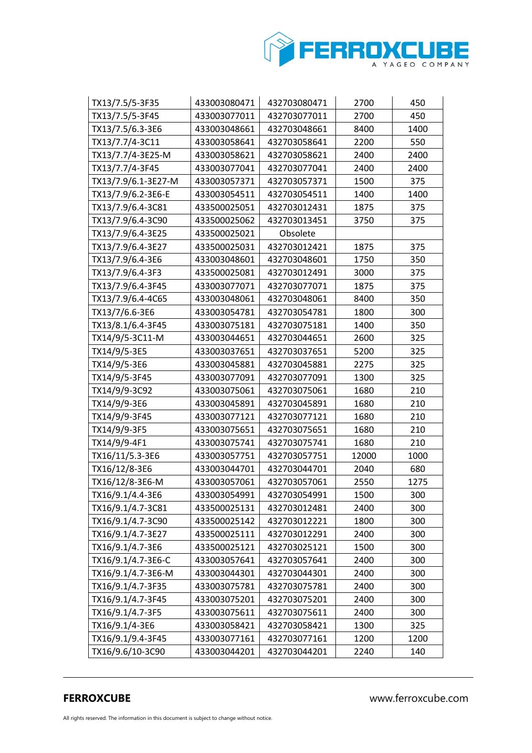| | | | | |
|---|---|---|---|---|
| TX13/7.5/5-3F35 | 433003080471 | 432703080471 | 2700 | 450 |
| TX13/7.5/5-3F45 | 433003077011 | 432703077011 | 2700 | 450 |
| TX13/7.5/6.3-3E6 | 433003048661 | 432703048661 | 8400 | 1400 |
| TX13/7.7/4-3C11 | 433003058641 | 432703058641 | 2200 | 550 |
| TX13/7.7/4-3E25-M | 433003058621 | 432703058621 | 2400 | 2400 |
| TX13/7.7/4-3F45 | 433003077041 | 432703077041 | 2400 | 2400 |
| TX13/7.9/6.1-3E27-M | 433003057371 | 432703057371 | 1500 | 375 |
| TX13/7.9/6.2-3E6-E | 433003054511 | 432703054511 | 1400 | 1400 |
| TX13/7.9/6.4-3C81 | 433500025051 | 432703012431 | 1875 | 375 |
| TX13/7.9/6.4-3C90 | 433500025062 | 432703013451 | 3750 | 375 |
| TX13/7.9/6.4-3E25 | 433500025021 | Obsolete | | |
| TX13/7.9/6.4-3E27 | 433500025031 | 432703012421 | 1875 | 375 |
| TX13/7.9/6.4-3E6 | 433003048601 | 432703048601 | 1750 | 350 |
| TX13/7.9/6.4-3F3 | 433500025081 | 432703012491 | 3000 | 375 |
| TX13/7.9/6.4-3F45 | 433003077071 | 432703077071 | 1875 | 375 |
| TX13/7.9/6.4-4C65 | 433003048061 | 432703048061 | 8400 | 350 |
| TX13/7/6.6-3E6 | 433003054781 | 432703054781 | 1800 | 300 |
| TX13/8.1/6.4-3F45 | 433003075181 | 432703075181 | 1400 | 350 |
| TX14/9/5-3C11-M | 433003044651 | 432703044651 | 2600 | 325 |
| TX14/9/5-3E5 | 433003037651 | 432703037651 | 5200 | 325 |
| TX14/9/5-3E6 | 433003045881 | 432703045881 | 2275 | 325 |
| TX14/9/5-3F45 | 433003077091 | 432703077091 | 1300 | 325 |
| TX14/9/9-3C92 | 433003075061 | 432703075061 | 1680 | 210 |
| TX14/9/9-3E6 | 433003045891 | 432703045891 | 1680 | 210 |
| TX14/9/9-3F45 | 433003077121 | 432703077121 | 1680 | 210 |
| TX14/9/9-3F5 | 433003075651 | 432703075651 | 1680 | 210 |
| TX14/9/9-4F1 | 433003075741 | 432703075741 | 1680 | 210 |
| TX16/11/5.3-3E6 | 433003057751 | 432703057751 | 12000 | 1000 |
| TX16/12/8-3E6 | 433003044701 | 432703044701 | 2040 | 680 |
| TX16/12/8-3E6-M | 433003057061 | 432703057061 | 2550 | 1275 |
| TX16/9.1/4.4-3E6 | 433003054991 | 432703054991 | 1500 | 300 |
| TX16/9.1/4.7-3C81 | 433500025131 | 432703012481 | 2400 | 300 |
| TX16/9.1/4.7-3C90 | 433500025142 | 432703012221 | 1800 | 300 |
| TX16/9.1/4.7-3E27 | 433500025111 | 432703012291 | 2400 | 300 |
| TX16/9.1/4.7-3E6 | 433500025121 | 432703025121 | 1500 | 300 |
| TX16/9.1/4.7-3E6-C | 433003057641 | 432703057641 | 2400 | 300 |
| TX16/9.1/4.7-3E6-M | 433003044301 | 432703044301 | 2400 | 300 |
| TX16/9.1/4.7-3F35 | 433003075781 | 432703075781 | 2400 | 300 |
| TX16/9.1/4.7-3F45 | 433003075201 | 432703075201 | 2400 | 300 |
| TX16/9.1/4.7-3F5 | 433003075611 | 432703075611 | 2400 | 300 |
| TX16/9.1/4-3E6 | 433003058421 | 432703058421 | 1300 | 325 |
| TX16/9.1/9.4-3F45 | 433003077161 | 432703077161 | 1200 | 1200 |
| TX16/9.6/10-3C90 | 433003044201 | 432703044201 | 2240 | 140 |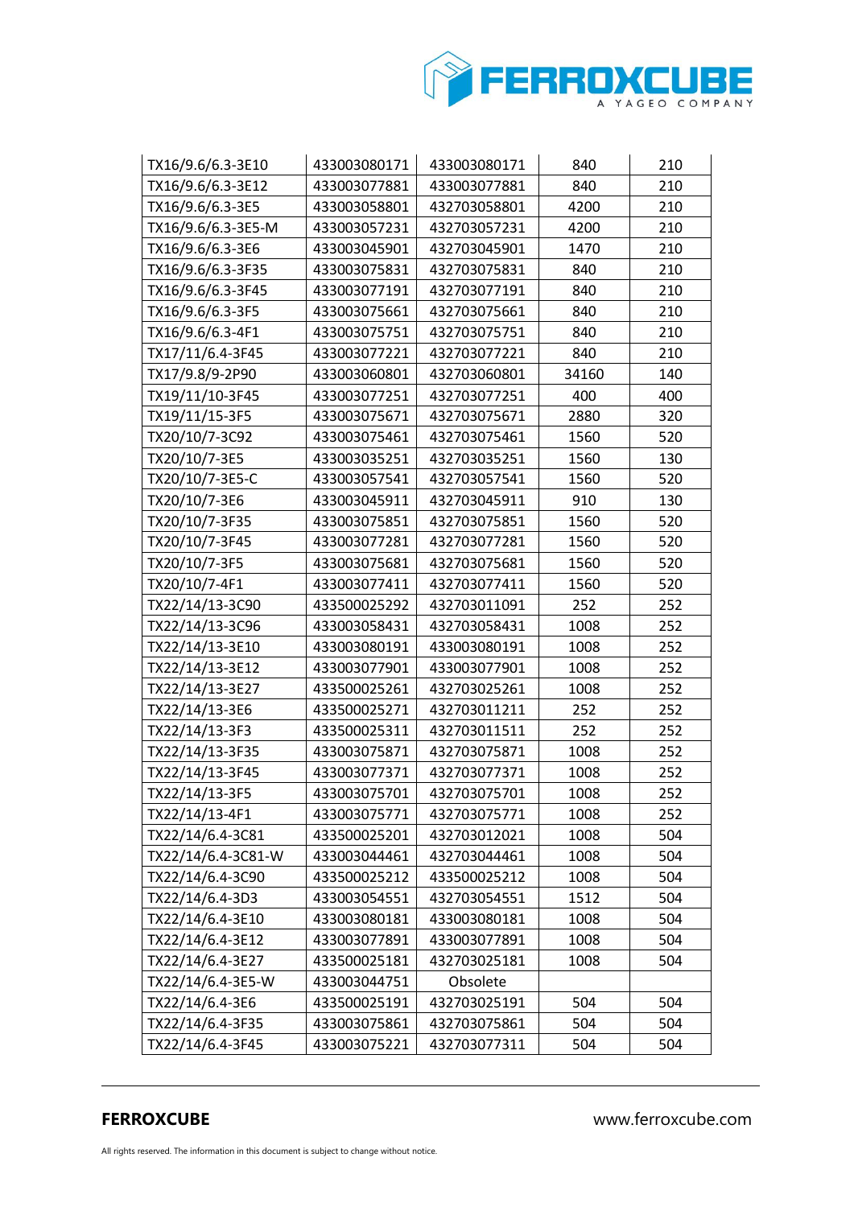| | | | | |
|---|---|---|---|---|
| TX16/9.6/6.3-3E10 | 433003080171 | 433003080171 | 840 | 210 |
| TX16/9.6/6.3-3E12 | 433003077881 | 433003077881 | 840 | 210 |
| TX16/9.6/6.3-3E5 | 433003058801 | 432703058801 | 4200 | 210 |
| TX16/9.6/6.3-3E5-M | 433003057231 | 432703057231 | 4200 | 210 |
| TX16/9.6/6.3-3E6 | 433003045901 | 432703045901 | 1470 | 210 |
| TX16/9.6/6.3-3F35 | 433003075831 | 432703075831 | 840 | 210 |
| TX16/9.6/6.3-3F45 | 433003077191 | 432703077191 | 840 | 210 |
| TX16/9.6/6.3-3F5 | 433003075661 | 432703075661 | 840 | 210 |
| TX16/9.6/6.3-4F1 | 433003075751 | 432703075751 | 840 | 210 |
| TX17/11/6.4-3F45 | 433003077221 | 432703077221 | 840 | 210 |
| TX17/9.8/9-2P90 | 433003060801 | 432703060801 | 34160 | 140 |
| TX19/11/10-3F45 | 433003077251 | 432703077251 | 400 | 400 |
| TX19/11/15-3F5 | 433003075671 | 432703075671 | 2880 | 320 |
| TX20/10/7-3C92 | 433003075461 | 432703075461 | 1560 | 520 |
| TX20/10/7-3E5 | 433003035251 | 432703035251 | 1560 | 130 |
| TX20/10/7-3E5-C | 433003057541 | 432703057541 | 1560 | 520 |
| TX20/10/7-3E6 | 433003045911 | 432703045911 | 910 | 130 |
| TX20/10/7-3F35 | 433003075851 | 432703075851 | 1560 | 520 |
| TX20/10/7-3F45 | 433003077281 | 432703077281 | 1560 | 520 |
| TX20/10/7-3F5 | 433003075681 | 432703075681 | 1560 | 520 |
| TX20/10/7-4F1 | 433003077411 | 432703077411 | 1560 | 520 |
| TX22/14/13-3C90 | 433500025292 | 432703011091 | 252 | 252 |
| TX22/14/13-3C96 | 433003058431 | 432703058431 | 1008 | 252 |
| TX22/14/13-3E10 | 433003080191 | 433003080191 | 1008 | 252 |
| TX22/14/13-3E12 | 433003077901 | 433003077901 | 1008 | 252 |
| TX22/14/13-3E27 | 433500025261 | 432703025261 | 1008 | 252 |
| TX22/14/13-3E6 | 433500025271 | 432703011211 | 252 | 252 |
| TX22/14/13-3F3 | 433500025311 | 432703011511 | 252 | 252 |
| TX22/14/13-3F35 | 433003075871 | 432703075871 | 1008 | 252 |
| TX22/14/13-3F45 | 433003077371 | 432703077371 | 1008 | 252 |
| TX22/14/13-3F5 | 433003075701 | 432703075701 | 1008 | 252 |
| TX22/14/13-4F1 | 433003075771 | 432703075771 | 1008 | 252 |
| TX22/14/6.4-3C81 | 433500025201 | 432703012021 | 1008 | 504 |
| TX22/14/6.4-3C81-W | 433003044461 | 432703044461 | 1008 | 504 |
| TX22/14/6.4-3C90 | 433500025212 | 433500025212 | 1008 | 504 |
| TX22/14/6.4-3D3 | 433003054551 | 432703054551 | 1512 | 504 |
| TX22/14/6.4-3E10 | 433003080181 | 433003080181 | 1008 | 504 |
| TX22/14/6.4-3E12 | 433003077891 | 433003077891 | 1008 | 504 |
| TX22/14/6.4-3E27 | 433500025181 | 432703025181 | 1008 | 504 |
| TX22/14/6.4-3E5-W | 433003044751 | Obsolete | | |
| TX22/14/6.4-3E6 | 433500025191 | 432703025191 | 504 | 504 |
| TX22/14/6.4-3F35 | 433003075861 | 432703075861 | 504 | 504 |
| TX22/14/6.4-3F45 | 433003075221 | 432703077311 | 504 | 504 |

**FERROXCUBE** www.ferroxcube.com

All rights reserved. The information in this document is subject to change without notice.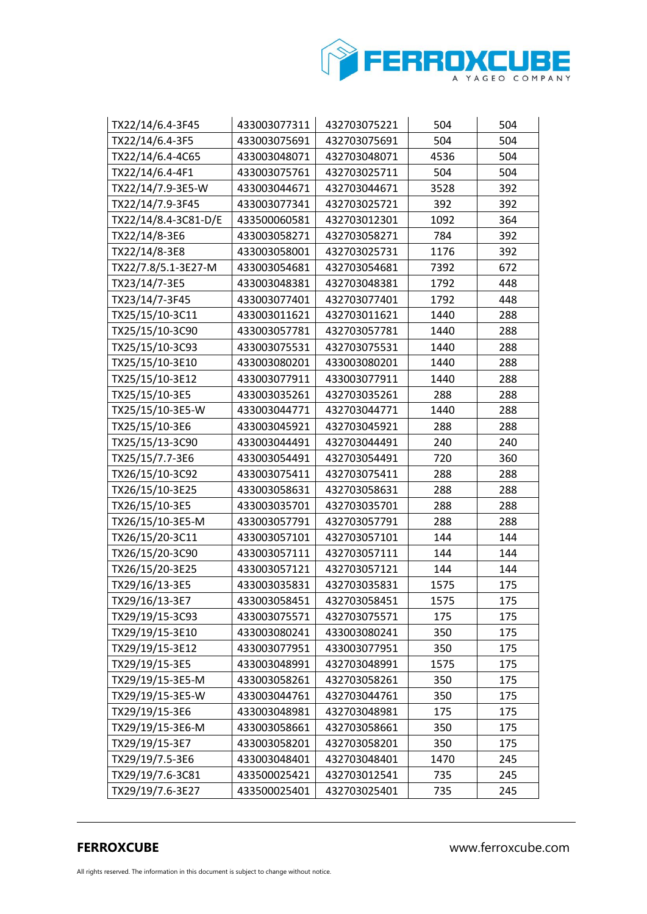| TX22/14/6.4-3F45 | 433003077311 | 432703075221 | 504 | 504 |
|---|---|---|---|---|
| TX22/14/6.4-3F5 | 433003075691 | 432703075691 | 504 | 504 |
| TX22/14/6.4-4C65 | 433003048071 | 432703048071 | 4536 | 504 |
| TX22/14/6.4-4F1 | 433003075761 | 432703025711 | 504 | 504 |
| TX22/14/7.9-3E5-W | 433003044671 | 432703044671 | 3528 | 392 |
| TX22/14/7.9-3F45 | 433003077341 | 432703025721 | 392 | 392 |
| TX22/14/8.4-3C81-D/E | 433500060581 | 432703012301 | 1092 | 364 |
| TX22/14/8-3E6 | 433003058271 | 432703058271 | 784 | 392 |
| TX22/14/8-3E8 | 433003058001 | 432703025731 | 1176 | 392 |
| TX22/7.8/5.1-3E27-M | 433003054681 | 432703054681 | 7392 | 672 |
| TX23/14/7-3E5 | 433003048381 | 432703048381 | 1792 | 448 |
| TX23/14/7-3F45 | 433003077401 | 432703077401 | 1792 | 448 |
| TX25/15/10-3C11 | 433003011621 | 432703011621 | 1440 | 288 |
| TX25/15/10-3C90 | 433003057781 | 432703057781 | 1440 | 288 |
| TX25/15/10-3C93 | 433003075531 | 432703075531 | 1440 | 288 |
| TX25/15/10-3E10 | 433003080201 | 433003080201 | 1440 | 288 |
| TX25/15/10-3E12 | 433003077911 | 433003077911 | 1440 | 288 |
| TX25/15/10-3E5 | 433003035261 | 432703035261 | 288 | 288 |
| TX25/15/10-3E5-W | 433003044771 | 432703044771 | 1440 | 288 |
| TX25/15/10-3E6 | 433003045921 | 432703045921 | 288 | 288 |
| TX25/15/13-3C90 | 433003044491 | 432703044491 | 240 | 240 |
| TX25/15/7.7-3E6 | 433003054491 | 432703054491 | 720 | 360 |
| TX26/15/10-3C92 | 433003075411 | 432703075411 | 288 | 288 |
| TX26/15/10-3E25 | 433003058631 | 432703058631 | 288 | 288 |
| TX26/15/10-3E5 | 433003035701 | 432703035701 | 288 | 288 |
| TX26/15/10-3E5-M | 433003057791 | 432703057791 | 288 | 288 |
| TX26/15/20-3C11 | 433003057101 | 432703057101 | 144 | 144 |
| TX26/15/20-3C90 | 433003057111 | 432703057111 | 144 | 144 |
| TX26/15/20-3E25 | 433003057121 | 432703057121 | 144 | 144 |
| TX29/16/13-3E5 | 433003035831 | 432703035831 | 1575 | 175 |
| TX29/16/13-3E7 | 433003058451 | 432703058451 | 1575 | 175 |
| TX29/19/15-3C93 | 433003075571 | 432703075571 | 175 | 175 |
| TX29/19/15-3E10 | 433003080241 | 433003080241 | 350 | 175 |
| TX29/19/15-3E12 | 433003077951 | 433003077951 | 350 | 175 |
| TX29/19/15-3E5 | 433003048991 | 432703048991 | 1575 | 175 |
| TX29/19/15-3E5-M | 433003058261 | 432703058261 | 350 | 175 |
| TX29/19/15-3E5-W | 433003044761 | 432703044761 | 350 | 175 |
| TX29/19/15-3E6 | 433003048981 | 432703048981 | 175 | 175 |
| TX29/19/15-3E6-M | 433003058661 | 432703058661 | 350 | 175 |
| TX29/19/15-3E7 | 433003058201 | 432703058201 | 350 | 175 |
| TX29/19/7.5-3E6 | 433003048401 | 432703048401 | 1470 | 245 |
| TX29/19/7.6-3C81 | 433500025421 | 432703012541 | 735 | 245 |
| TX29/19/7.6-3E27 | 433500025401 | 432703025401 | 735 | 245 |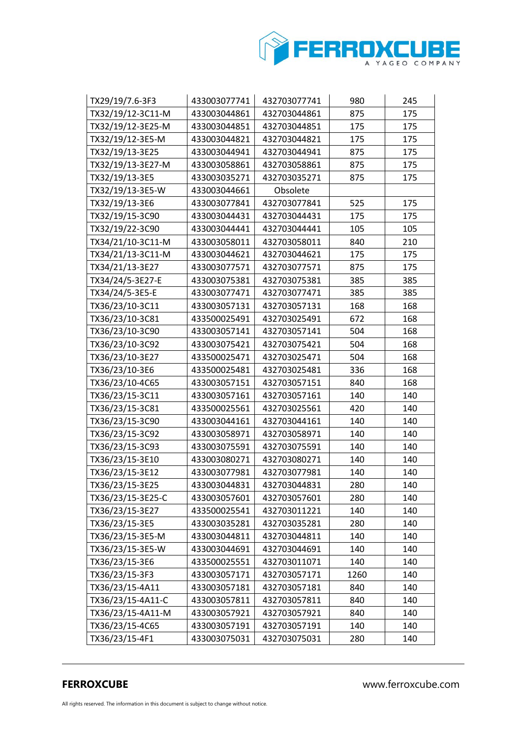| | | | | |
|---|---|---|---|---|
| TX29/19/7.6-3F3 | 433003077741 | 432703077741 | 980 | 245 |
| TX32/19/12-3C11-M | 433003044861 | 432703044861 | 875 | 175 |
| TX32/19/12-3E25-M | 433003044851 | 432703044851 | 175 | 175 |
| TX32/19/12-3E5-M | 433003044821 | 432703044821 | 175 | 175 |
| TX32/19/13-3E25 | 433003044941 | 432703044941 | 875 | 175 |
| TX32/19/13-3E27-M | 433003058861 | 432703058861 | 875 | 175 |
| TX32/19/13-3E5 | 433003035271 | 432703035271 | 875 | 175 |
| TX32/19/13-3E5-W | 433003044661 | Obsolete | | |
| TX32/19/13-3E6 | 433003077841 | 432703077841 | 525 | 175 |
| TX32/19/15-3C90 | 433003044431 | 432703044431 | 175 | 175 |
| TX32/19/22-3C90 | 433003044441 | 432703044441 | 105 | 105 |
| TX34/21/10-3C11-M | 433003058011 | 432703058011 | 840 | 210 |
| TX34/21/13-3C11-M | 433003044621 | 432703044621 | 175 | 175 |
| TX34/21/13-3E27 | 433003077571 | 432703077571 | 875 | 175 |
| TX34/24/5-3E27-E | 433003075381 | 432703075381 | 385 | 385 |
| TX34/24/5-3E5-E | 433003077471 | 432703077471 | 385 | 385 |
| TX36/23/10-3C11 | 433003057131 | 432703057131 | 168 | 168 |
| TX36/23/10-3C81 | 433500025491 | 432703025491 | 672 | 168 |
| TX36/23/10-3C90 | 433003057141 | 432703057141 | 504 | 168 |
| TX36/23/10-3C92 | 433003075421 | 432703075421 | 504 | 168 |
| TX36/23/10-3E27 | 433500025471 | 432703025471 | 504 | 168 |
| TX36/23/10-3E6 | 433500025481 | 432703025481 | 336 | 168 |
| TX36/23/10-4C65 | 433003057151 | 432703057151 | 840 | 168 |
| TX36/23/15-3C11 | 433003057161 | 432703057161 | 140 | 140 |
| TX36/23/15-3C81 | 433500025561 | 432703025561 | 420 | 140 |
| TX36/23/15-3C90 | 433003044161 | 432703044161 | 140 | 140 |
| TX36/23/15-3C92 | 433003058971 | 432703058971 | 140 | 140 |
| TX36/23/15-3C93 | 433003075591 | 432703075591 | 140 | 140 |
| TX36/23/15-3E10 | 433003080271 | 432703080271 | 140 | 140 |
| TX36/23/15-3E12 | 433003077981 | 432703077981 | 140 | 140 |
| TX36/23/15-3E25 | 433003044831 | 432703044831 | 280 | 140 |
| TX36/23/15-3E25-C | 433003057601 | 432703057601 | 280 | 140 |
| TX36/23/15-3E27 | 433500025541 | 432703011221 | 140 | 140 |
| TX36/23/15-3E5 | 433003035281 | 432703035281 | 280 | 140 |
| TX36/23/15-3E5-M | 433003044811 | 432703044811 | 140 | 140 |
| TX36/23/15-3E5-W | 433003044691 | 432703044691 | 140 | 140 |
| TX36/23/15-3E6 | 433500025551 | 432703011071 | 140 | 140 |
| TX36/23/15-3F3 | 433003057171 | 432703057171 | 1260 | 140 |
| TX36/23/15-4A11 | 433003057181 | 432703057181 | 840 | 140 |
| TX36/23/15-4A11-C | 433003057811 | 432703057811 | 840 | 140 |
| TX36/23/15-4A11-M | 433003057921 | 432703057921 | 840 | 140 |
| TX36/23/15-4C65 | 433003057191 | 432703057191 | 140 | 140 |
| TX36/23/15-4F1 | 433003075031 | 432703075031 | 280 | 140 |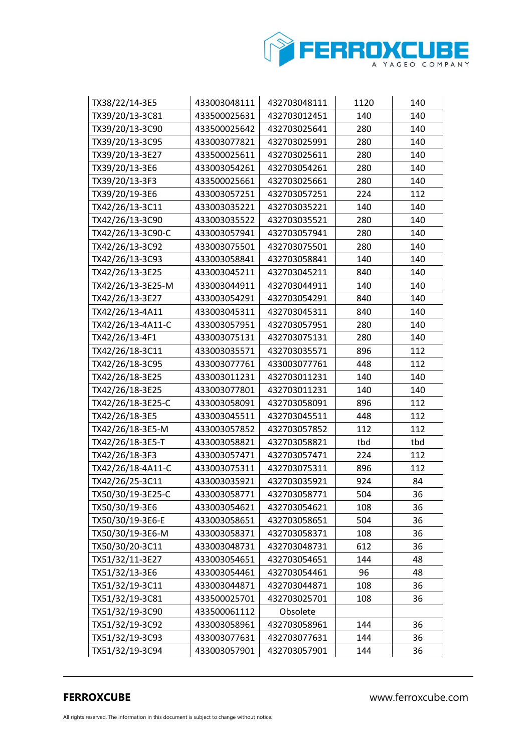| | | | | |
|---|---|---|---|---|
| TX38/22/14-3E5 | 433003048111 | 432703048111 | 1120 | 140 |
| TX39/20/13-3C81 | 433500025631 | 432703012451 | 140 | 140 |
| TX39/20/13-3C90 | 433500025642 | 432703025641 | 280 | 140 |
| TX39/20/13-3C95 | 433003077821 | 432703025991 | 280 | 140 |
| TX39/20/13-3E27 | 433500025611 | 432703025611 | 280 | 140 |
| TX39/20/13-3E6 | 433003054261 | 432703054261 | 280 | 140 |
| TX39/20/13-3F3 | 433500025661 | 432703025661 | 280 | 140 |
| TX39/20/19-3E6 | 433003057251 | 432703057251 | 224 | 112 |
| TX42/26/13-3C11 | 433003035221 | 432703035221 | 140 | 140 |
| TX42/26/13-3C90 | 433003035522 | 432703035521 | 280 | 140 |
| TX42/26/13-3C90-C | 433003057941 | 432703057941 | 280 | 140 |
| TX42/26/13-3C92 | 433003075501 | 432703075501 | 280 | 140 |
| TX42/26/13-3C93 | 433003058841 | 432703058841 | 140 | 140 |
| TX42/26/13-3E25 | 433003045211 | 432703045211 | 840 | 140 |
| TX42/26/13-3E25-M | 433003044911 | 432703044911 | 140 | 140 |
| TX42/26/13-3E27 | 433003054291 | 432703054291 | 840 | 140 |
| TX42/26/13-4A11 | 433003045311 | 432703045311 | 840 | 140 |
| TX42/26/13-4A11-C | 433003057951 | 432703057951 | 280 | 140 |
| TX42/26/13-4F1 | 433003075131 | 432703075131 | 280 | 140 |
| TX42/26/18-3C11 | 433003035571 | 432703035571 | 896 | 112 |
| TX42/26/18-3C95 | 433003077761 | 433003077761 | 448 | 112 |
| TX42/26/18-3E25 | 433003011231 | 432703011231 | 140 | 140 |
| TX42/26/18-3E25 | 433003077801 | 432703011231 | 140 | 140 |
| TX42/26/18-3E25-C | 433003058091 | 432703058091 | 896 | 112 |
| TX42/26/18-3E5 | 433003045511 | 432703045511 | 448 | 112 |
| TX42/26/18-3E5-M | 433003057852 | 432703057852 | 112 | 112 |
| TX42/26/18-3E5-T | 433003058821 | 432703058821 | tbd | tbd |
| TX42/26/18-3F3 | 433003057471 | 432703057471 | 224 | 112 |
| TX42/26/18-4A11-C | 433003075311 | 432703075311 | 896 | 112 |
| TX42/26/25-3C11 | 433003035921 | 432703035921 | 924 | 84 |
| TX50/30/19-3E25-C | 433003058771 | 432703058771 | 504 | 36 |
| TX50/30/19-3E6 | 433003054621 | 432703054621 | 108 | 36 |
| TX50/30/19-3E6-E | 433003058651 | 432703058651 | 504 | 36 |
| TX50/30/19-3E6-M | 433003058371 | 432703058371 | 108 | 36 |
| TX50/30/20-3C11 | 433003048731 | 432703048731 | 612 | 36 |
| TX51/32/11-3E27 | 433003054651 | 432703054651 | 144 | 48 |
| TX51/32/13-3E6 | 433003054461 | 432703054461 | 96 | 48 |
| TX51/32/19-3C11 | 433003044871 | 432703044871 | 108 | 36 |
| TX51/32/19-3C81 | 433500025701 | 432703025701 | 108 | 36 |
| TX51/32/19-3C90 | 433500061112 | Obsolete | | |
| TX51/32/19-3C92 | 433003058961 | 432703058961 | 144 | 36 |
| TX51/32/19-3C93 | 433003077631 | 432703077631 | 144 | 36 |
| TX51/32/19-3C94 | 433003057901 | 432703057901 | 144 | 36 |

**FERROXCUBE** www.ferroxcube.com

All rights reserved. The information in this document is subject to change without notice.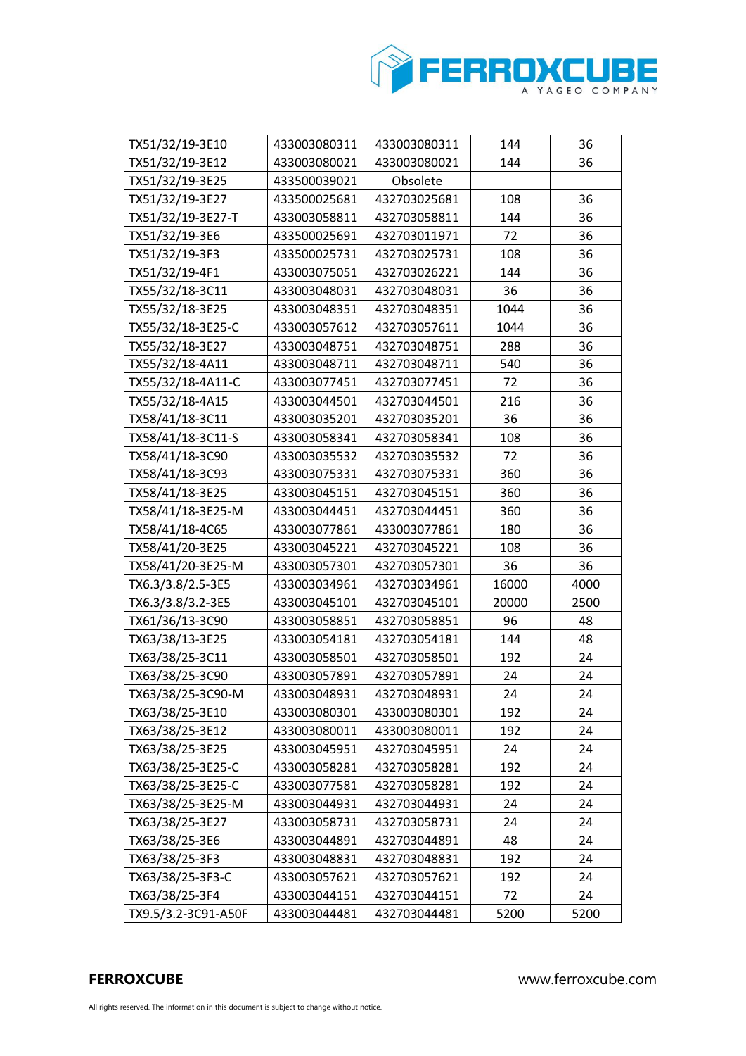| | | | | |
|---|---|---|---|---|
| TX51/32/19-3E10 | 433003080311 | 433003080311 | 144 | 36 |
| TX51/32/19-3E12 | 433003080021 | 433003080021 | 144 | 36 |
| TX51/32/19-3E25 | 433500039021 | Obsolete | | |
| TX51/32/19-3E27 | 433500025681 | 432703025681 | 108 | 36 |
| TX51/32/19-3E27-T | 433003058811 | 432703058811 | 144 | 36 |
| TX51/32/19-3E6 | 433500025691 | 432703011971 | 72 | 36 |
| TX51/32/19-3F3 | 433500025731 | 432703025731 | 108 | 36 |
| TX51/32/19-4F1 | 433003075051 | 432703026221 | 144 | 36 |
| TX55/32/18-3C11 | 433003048031 | 432703048031 | 36 | 36 |
| TX55/32/18-3E25 | 433003048351 | 432703048351 | 1044 | 36 |
| TX55/32/18-3E25-C | 433003057612 | 432703057611 | 1044 | 36 |
| TX55/32/18-3E27 | 433003048751 | 432703048751 | 288 | 36 |
| TX55/32/18-4A11 | 433003048711 | 432703048711 | 540 | 36 |
| TX55/32/18-4A11-C | 433003077451 | 432703077451 | 72 | 36 |
| TX55/32/18-4A15 | 433003044501 | 432703044501 | 216 | 36 |
| TX58/41/18-3C11 | 433003035201 | 432703035201 | 36 | 36 |
| TX58/41/18-3C11-S | 433003058341 | 432703058341 | 108 | 36 |
| TX58/41/18-3C90 | 433003035532 | 432703035532 | 72 | 36 |
| TX58/41/18-3C93 | 433003075331 | 432703075331 | 360 | 36 |
| TX58/41/18-3E25 | 433003045151 | 432703045151 | 360 | 36 |
| TX58/41/18-3E25-M | 433003044451 | 432703044451 | 360 | 36 |
| TX58/41/18-4C65 | 433003077861 | 433003077861 | 180 | 36 |
| TX58/41/20-3E25 | 433003045221 | 432703045221 | 108 | 36 |
| TX58/41/20-3E25-M | 433003057301 | 432703057301 | 36 | 36 |
| TX6.3/3.8/2.5-3E5 | 433003034961 | 432703034961 | 16000 | 4000 |
| TX6.3/3.8/3.2-3E5 | 433003045101 | 432703045101 | 20000 | 2500 |
| TX61/36/13-3C90 | 433003058851 | 432703058851 | 96 | 48 |
| TX63/38/13-3E25 | 433003054181 | 432703054181 | 144 | 48 |
| TX63/38/25-3C11 | 433003058501 | 432703058501 | 192 | 24 |
| TX63/38/25-3C90 | 433003057891 | 432703057891 | 24 | 24 |
| TX63/38/25-3C90-M | 433003048931 | 432703048931 | 24 | 24 |
| TX63/38/25-3E10 | 433003080301 | 433003080301 | 192 | 24 |
| TX63/38/25-3E12 | 433003080011 | 433003080011 | 192 | 24 |
| TX63/38/25-3E25 | 433003045951 | 432703045951 | 24 | 24 |
| TX63/38/25-3E25-C | 433003058281 | 432703058281 | 192 | 24 |
| TX63/38/25-3E25-C | 433003077581 | 432703058281 | 192 | 24 |
| TX63/38/25-3E25-M | 433003044931 | 432703044931 | 24 | 24 |
| TX63/38/25-3E27 | 433003058731 | 432703058731 | 24 | 24 |
| TX63/38/25-3E6 | 433003044891 | 432703044891 | 48 | 24 |
| TX63/38/25-3F3 | 433003048831 | 432703048831 | 192 | 24 |
| TX63/38/25-3F3-C | 433003057621 | 432703057621 | 192 | 24 |
| TX63/38/25-3F4 | 433003044151 | 432703044151 | 72 | 24 |
| TX9.5/3.2-3C91-A50F | 433003044481 | 432703044481 | 5200 | 5200 |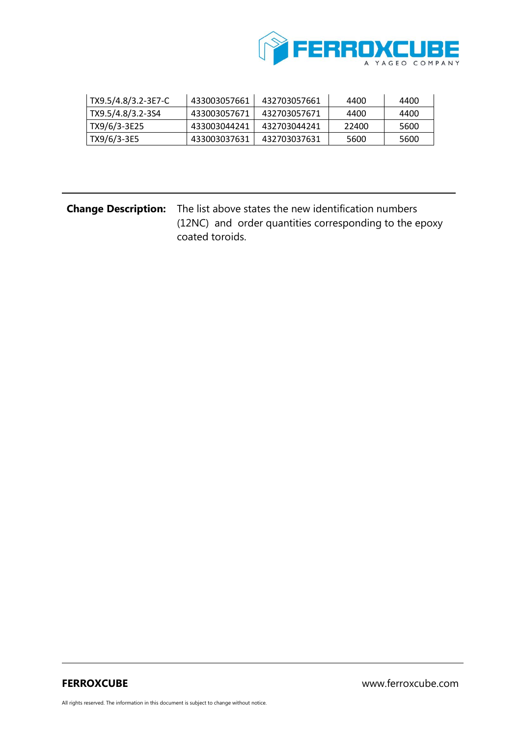| | | | | |
|---|---|---|---|---|
| TX9.5/4.8/3.2-3E7-C | 433003057661 | 432703057661 | 4400 | 4400 |
| TX9.5/4.8/3.2-3S4 | 433003057671 | 432703057671 | 4400 | 4400 |
| TX9/6/3-3E25 | 433003044241 | 432703044241 | 22400 | 5600 |
| TX9/6/3-3E5 | 433003037631 | 432703037631 | 5600 | 5600 |

**Change Description:** The list above states the new identification numbers (12NC) and order quantities corresponding to the epoxy coated toroids.

**FERROXCUBE** www.ferroxcube.com

All rights reserved. The information in this document is subject to change without notice.